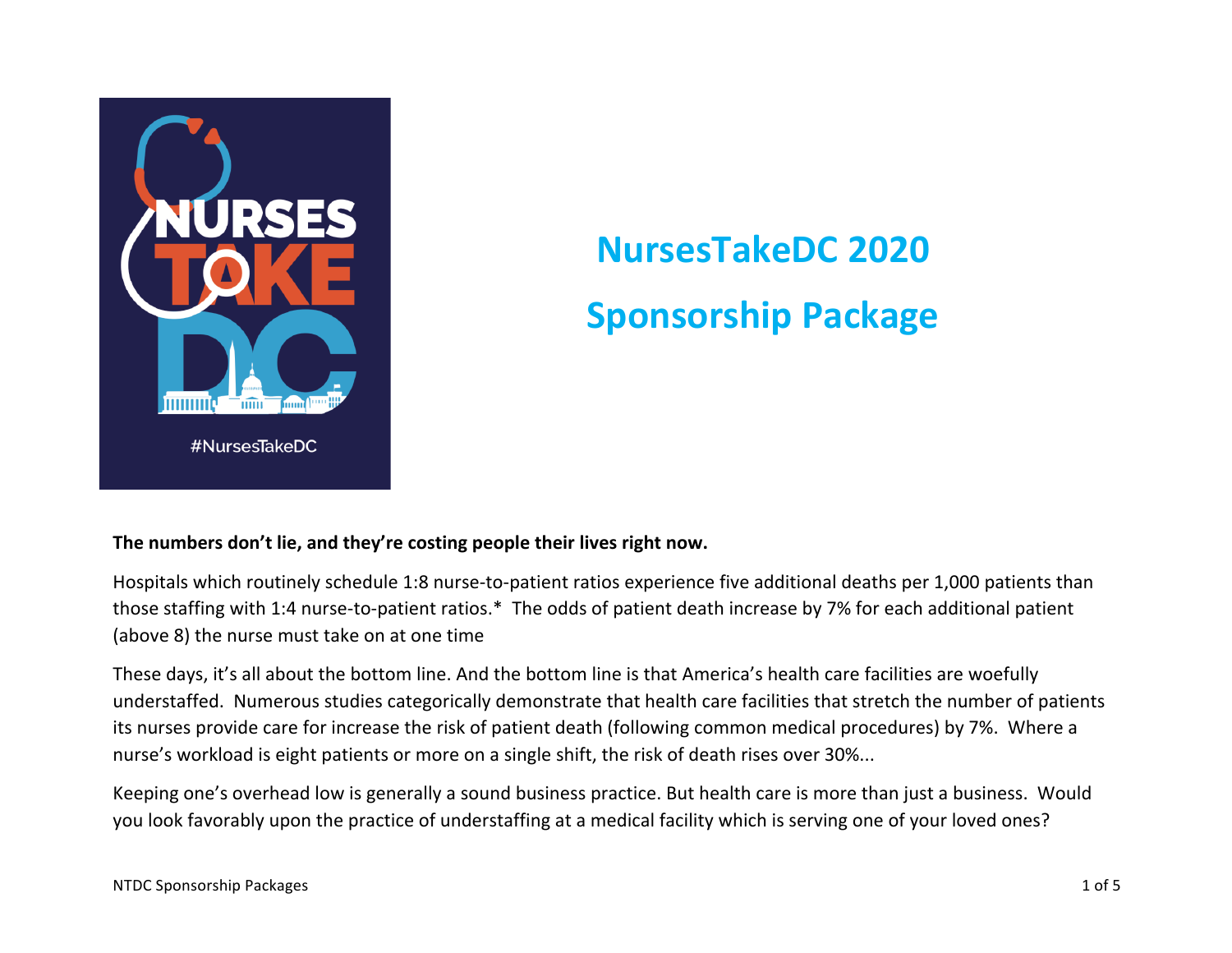# NursesTakeDC 2020

# Sponsorship Package

**The numbers don't lie, and they're costing people their lives right now.**

Hospitals which routinely schedule 1:8 nurse-to-patient ratios experience five additional deaths per 1,000 patients than those staffing with 1:4 nurse-to-patient ratios.* The odds of patient death increase by 7% for each additional patient (above 8) the nurse must take on at one time

These days, it's all about the bottom line. And the bottom line is that America's health care facilities are woefully understaffed. Numerous studies categorically demonstrate that health care facilities that stretch the number of patients its nurses provide care for increase the risk of patient death (following common medical procedures) by 7%. Where a nurse's workload is eight patients or more on a single shift, the risk of death rises over 30%...

Keeping one's overhead low is generally a sound business practice. But health care is more than just a business. Would you look favorably upon the practice of understaffing at a medical facility which is serving one of your loved ones?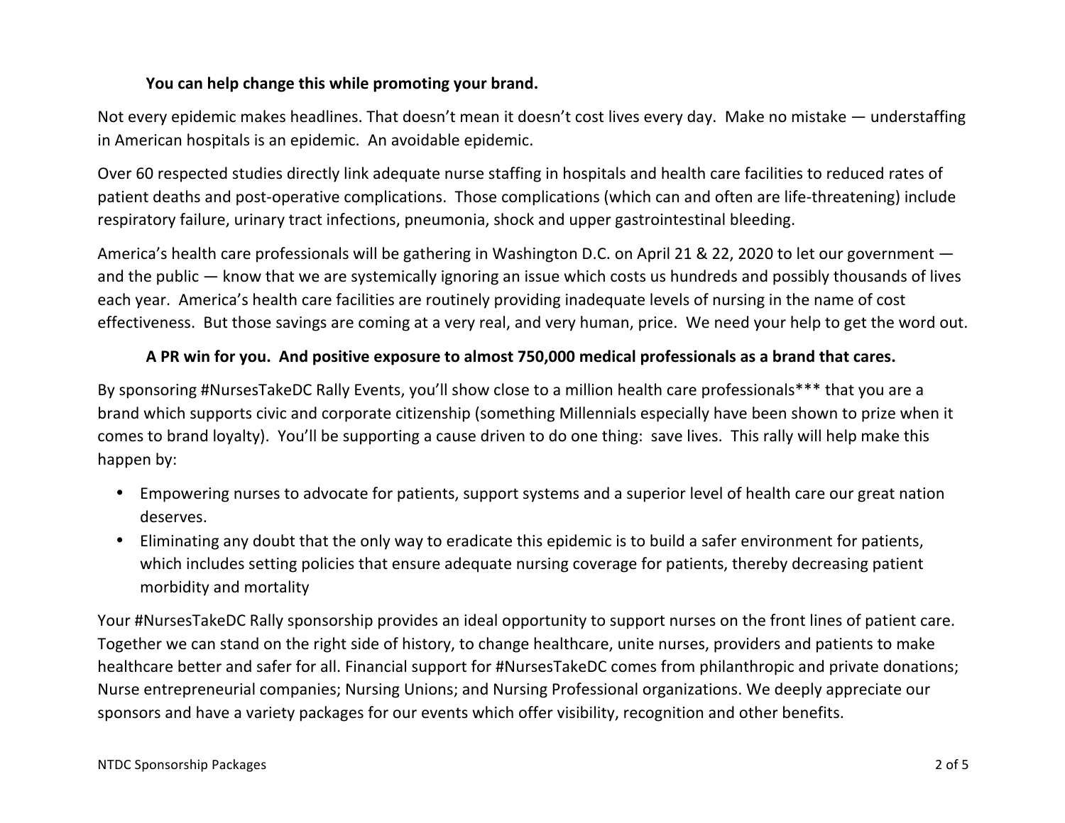**You can help change this while promoting your brand.**

Not every epidemic makes headlines. That doesn't mean it doesn't cost lives every day. Make no mistake — understaffing in American hospitals is an epidemic. An avoidable epidemic.

Over 60 respected studies directly link adequate nurse staffing in hospitals and health care facilities to reduced rates of patient deaths and post-operative complications. Those complications (which can and often are life-threatening) include respiratory failure, urinary tract infections, pneumonia, shock and upper gastrointestinal bleeding.

America's health care professionals will be gathering in Washington D.C. on April 21 & 22, 2020 to let our government — and the public — know that we are systemically ignoring an issue which costs us hundreds and possibly thousands of lives each year. America's health care facilities are routinely providing inadequate levels of nursing in the name of cost effectiveness. But those savings are coming at a very real, and very human, price. We need your help to get the word out.

**A PR win for you. And positive exposure to almost 750,000 medical professionals as a brand that cares.**

By sponsoring #NursesTakeDC Rally Events, you'll show close to a million health care professionals*** that you are a brand which supports civic and corporate citizenship (something Millennials especially have been shown to prize when it comes to brand loyalty). You'll be supporting a cause driven to do one thing: save lives. This rally will help make this happen by:

- Empowering nurses to advocate for patients, support systems and a superior level of health care our great nation deserves.
- Eliminating any doubt that the only way to eradicate this epidemic is to build a safer environment for patients, which includes setting policies that ensure adequate nursing coverage for patients, thereby decreasing patient morbidity and mortality

Your #NursesTakeDC Rally sponsorship provides an ideal opportunity to support nurses on the front lines of patient care. Together we can stand on the right side of history, to change healthcare, unite nurses, providers and patients to make healthcare better and safer for all. Financial support for #NursesTakeDC comes from philanthropic and private donations; Nurse entrepreneurial companies; Nursing Unions; and Nursing Professional organizations. We deeply appreciate our sponsors and have a variety packages for our events which offer visibility, recognition and other benefits.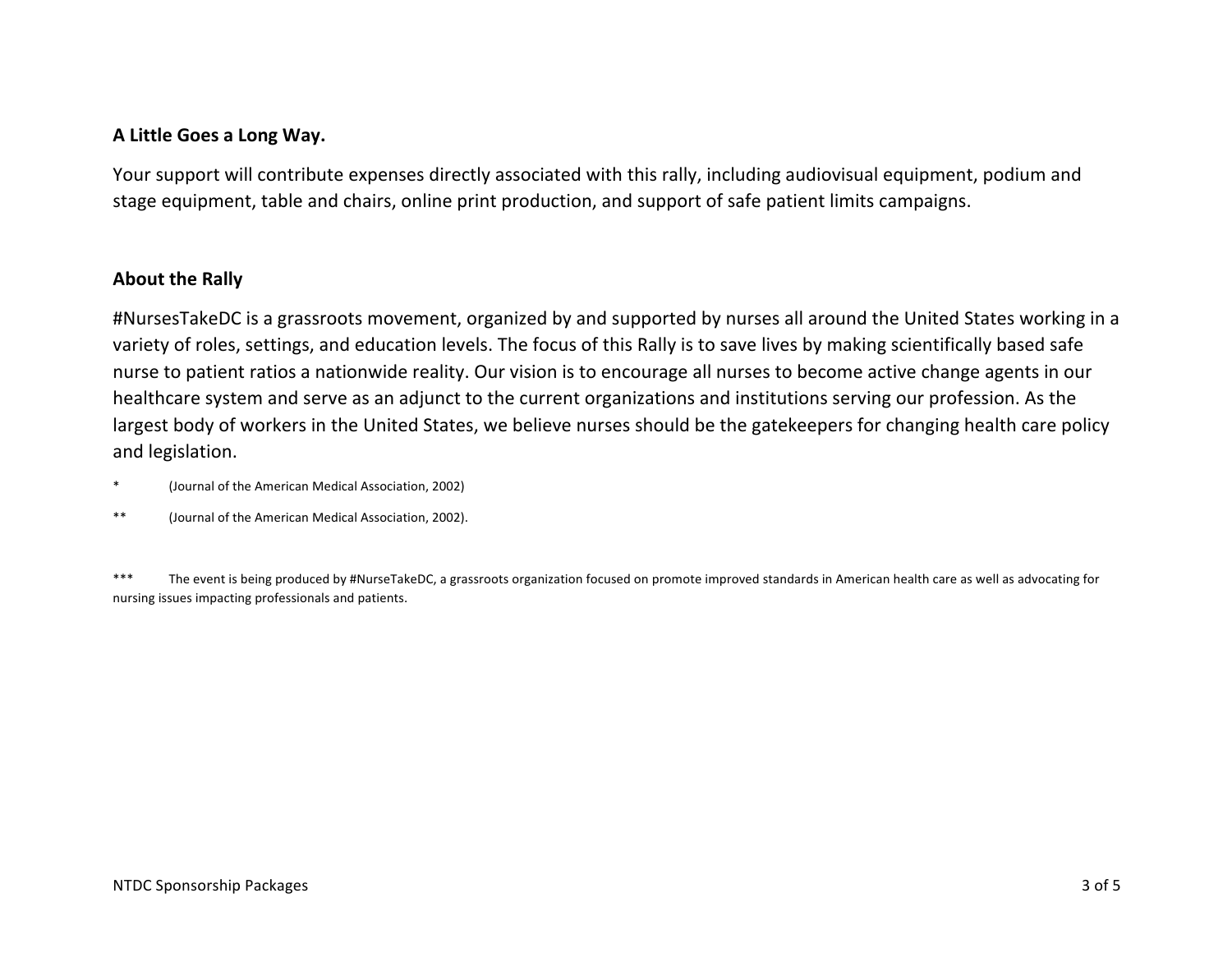**A Little Goes a Long Way.**

Your support will contribute expenses directly associated with this rally, including audiovisual equipment, podium and stage equipment, table and chairs, online print production, and support of safe patient limits campaigns.

**About the Rally**

#NursesTakeDC is a grassroots movement, organized by and supported by nurses all around the United States working in a variety of roles, settings, and education levels. The focus of this Rally is to save lives by making scientifically based safe nurse to patient ratios a nationwide reality. Our vision is to encourage all nurses to become active change agents in our healthcare system and serve as an adjunct to the current organizations and institutions serving our profession. As the largest body of workers in the United States, we believe nurses should be the gatekeepers for changing health care policy and legislation.

*   (Journal of the American Medical Association, 2002)

**   (Journal of the American Medical Association, 2002).

***   The event is being produced by #NurseTakeDC, a grassroots organization focused on promote improved standards in American health care as well as advocating for nursing issues impacting professionals and patients.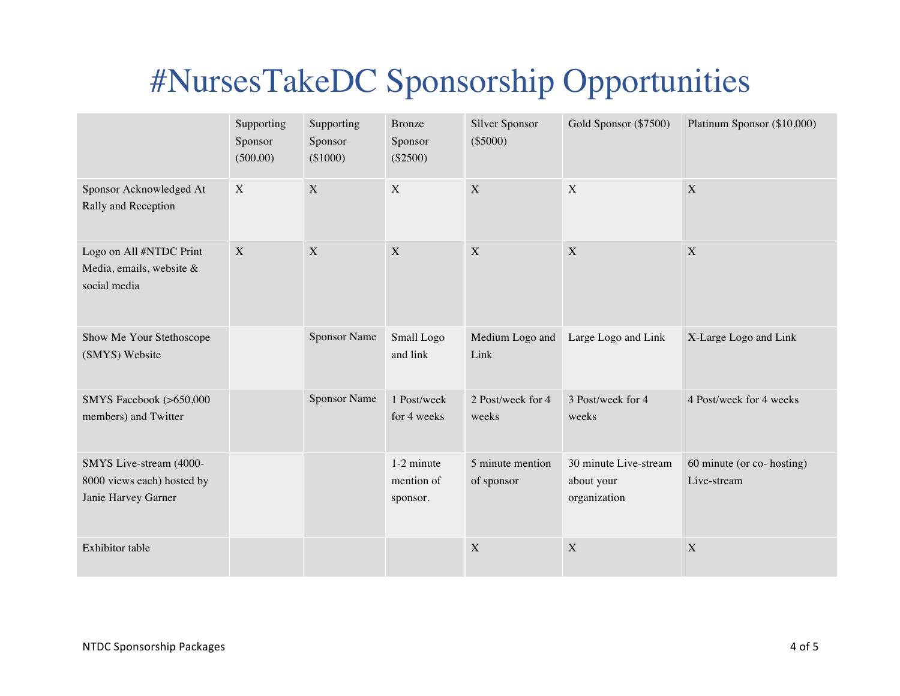# #NursesTakeDC Sponsorship Opportunities

| | Supporting Sponsor (500.00) | Supporting Sponsor ($1000) | Bronze Sponsor ($2500) | Silver Sponsor ($5000) | Gold Sponsor ($7500) | Platinum Sponsor ($10,000) |
|---|---|---|---|---|---|---|
| Sponsor Acknowledged At Rally and Reception | X | X | X | X | X | X |
| Logo on All #NTDC Print Media, emails, website & social media | X | X | X | X | X | X |
| Show Me Your Stethoscope (SMYS) Website | | Sponsor Name | Small Logo and link | Medium Logo and Link | Large Logo and Link | X-Large Logo and Link |
| SMYS Facebook (>650,000 members) and Twitter | | Sponsor Name | 1 Post/week for 4 weeks | 2 Post/week for 4 weeks | 3 Post/week for 4 weeks | 4 Post/week for 4 weeks |
| SMYS Live-stream (4000-8000 views each) hosted by Janie Harvey Garner | | | 1-2 minute mention of sponsor. | 5 minute mention of sponsor | 30 minute Live-stream about your organization | 60 minute (or co- hosting) Live-stream |
| Exhibitor table | | | | X | X | X |